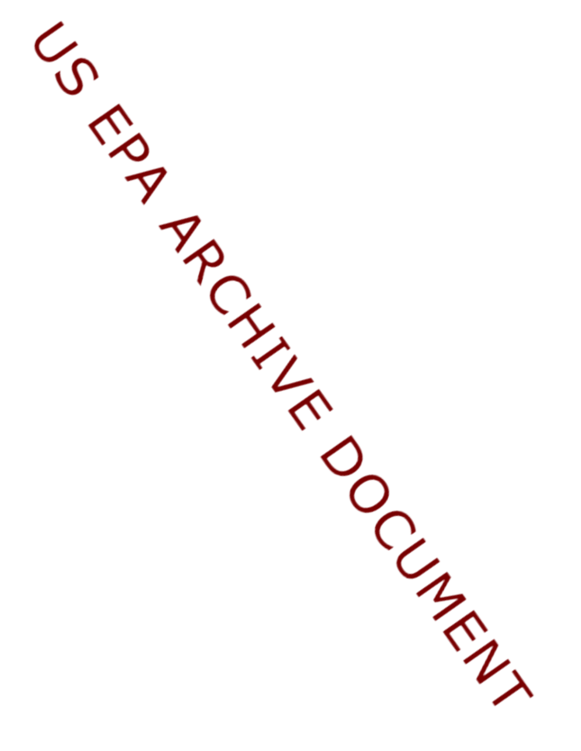US EPA ARCHIVE DOCUMENT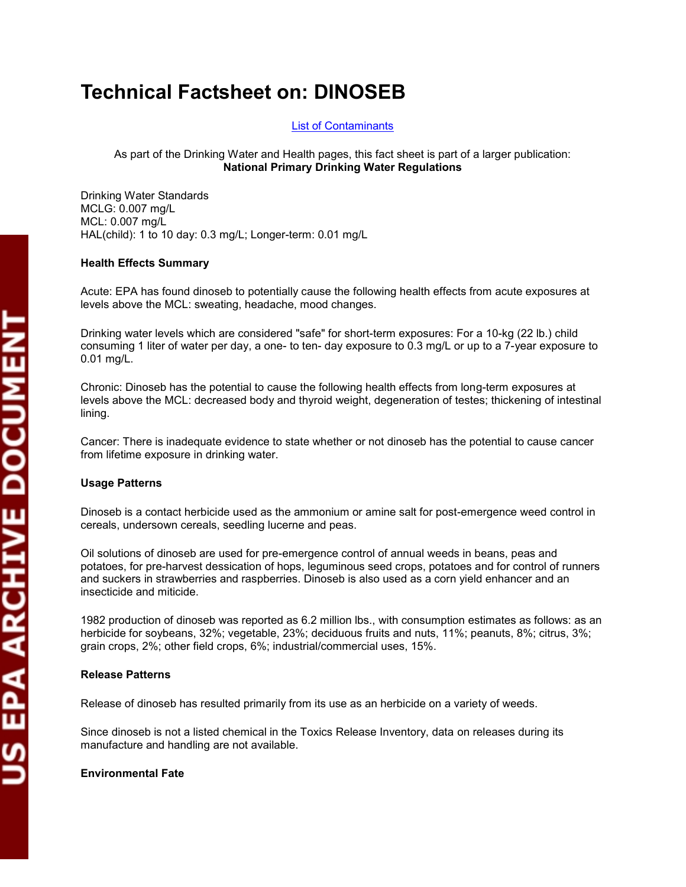# Technical Factsheet on: DINOSEB

List of Contaminants

As part of the Drinking Water and Health pages, this fact sheet is part of a larger publication:
**National Primary Drinking Water Regulations**

Drinking Water Standards
MCLG: 0.007 mg/L
MCL: 0.007 mg/L
HAL(child): 1 to 10 day: 0.3 mg/L; Longer-term: 0.01 mg/L

### Health Effects Summary

Acute: EPA has found dinoseb to potentially cause the following health effects from acute exposures at levels above the MCL: sweating, headache, mood changes.

Drinking water levels which are considered "safe" for short-term exposures: For a 10-kg (22 lb.) child consuming 1 liter of water per day, a one- to ten- day exposure to 0.3 mg/L or up to a 7-year exposure to 0.01 mg/L.

Chronic: Dinoseb has the potential to cause the following health effects from long-term exposures at levels above the MCL: decreased body and thyroid weight, degeneration of testes; thickening of intestinal lining.

Cancer: There is inadequate evidence to state whether or not dinoseb has the potential to cause cancer from lifetime exposure in drinking water.

### Usage Patterns

Dinoseb is a contact herbicide used as the ammonium or amine salt for post-emergence weed control in cereals, undersown cereals, seedling lucerne and peas.

Oil solutions of dinoseb are used for pre-emergence control of annual weeds in beans, peas and potatoes, for pre-harvest dessication of hops, leguminous seed crops, potatoes and for control of runners and suckers in strawberries and raspberries. Dinoseb is also used as a corn yield enhancer and an insecticide and miticide.

1982 production of dinoseb was reported as 6.2 million lbs., with consumption estimates as follows: as an herbicide for soybeans, 32%; vegetable, 23%; deciduous fruits and nuts, 11%; peanuts, 8%; citrus, 3%; grain crops, 2%; other field crops, 6%; industrial/commercial uses, 15%.

### Release Patterns

Release of dinoseb has resulted primarily from its use as an herbicide on a variety of weeds.

Since dinoseb is not a listed chemical in the Toxics Release Inventory, data on releases during its manufacture and handling are not available.

### Environmental Fate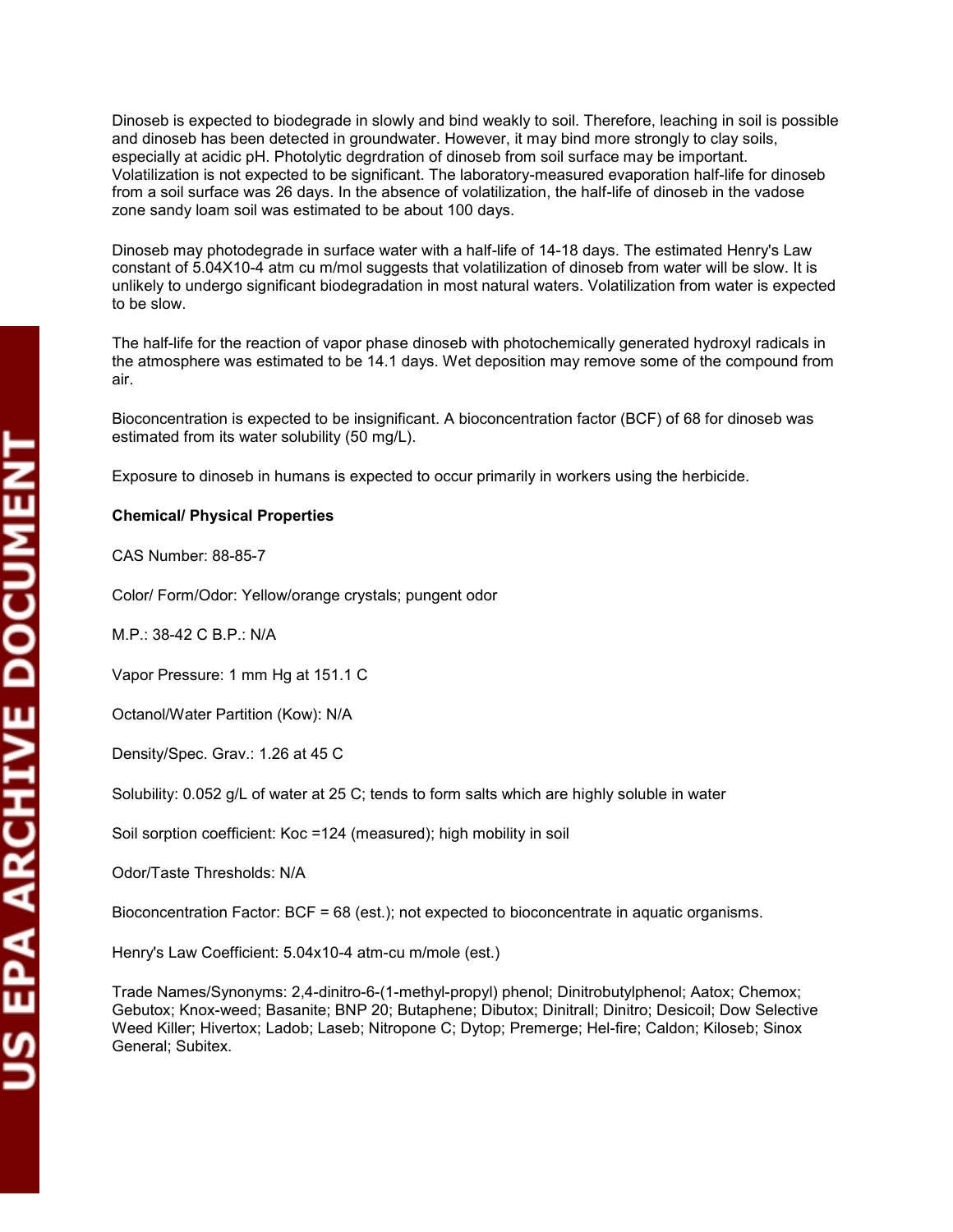Dinoseb is expected to biodegrade in slowly and bind weakly to soil. Therefore, leaching in soil is possible and dinoseb has been detected in groundwater. However, it may bind more strongly to clay soils, especially at acidic pH. Photolytic degrdration of dinoseb from soil surface may be important. Volatilization is not expected to be significant. The laboratory-measured evaporation half-life for dinoseb from a soil surface was 26 days. In the absence of volatilization, the half-life of dinoseb in the vadose zone sandy loam soil was estimated to be about 100 days.

Dinoseb may photodegrade in surface water with a half-life of 14-18 days. The estimated Henry's Law constant of 5.04X10-4 atm cu m/mol suggests that volatilization of dinoseb from water will be slow. It is unlikely to undergo significant biodegradation in most natural waters. Volatilization from water is expected to be slow.

The half-life for the reaction of vapor phase dinoseb with photochemically generated hydroxyl radicals in the atmosphere was estimated to be 14.1 days. Wet deposition may remove some of the compound from air.

Bioconcentration is expected to be insignificant. A bioconcentration factor (BCF) of 68 for dinoseb was estimated from its water solubility (50 mg/L).

Exposure to dinoseb in humans is expected to occur primarily in workers using the herbicide.

**Chemical/ Physical Properties**

CAS Number: 88-85-7

Color/ Form/Odor: Yellow/orange crystals; pungent odor

M.P.: 38-42 C B.P.: N/A

Vapor Pressure: 1 mm Hg at 151.1 C

Octanol/Water Partition (Kow): N/A

Density/Spec. Grav.: 1.26 at 45 C

Solubility: 0.052 g/L of water at 25 C; tends to form salts which are highly soluble in water

Soil sorption coefficient: Koc =124 (measured); high mobility in soil

Odor/Taste Thresholds: N/A

Bioconcentration Factor: BCF = 68 (est.); not expected to bioconcentrate in aquatic organisms.

Henry's Law Coefficient: 5.04x10-4 atm-cu m/mole (est.)

Trade Names/Synonyms: 2,4-dinitro-6-(1-methyl-propyl) phenol; Dinitrobutylphenol; Aatox; Chemox; Gebutox; Knox-weed; Basanite; BNP 20; Butaphene; Dibutox; Dinitrall; Dinitro; Desicoil; Dow Selective Weed Killer; Hivertox; Ladob; Laseb; Nitropone C; Dytop; Premerge; Hel-fire; Caldon; Kiloseb; Sinox General; Subitex.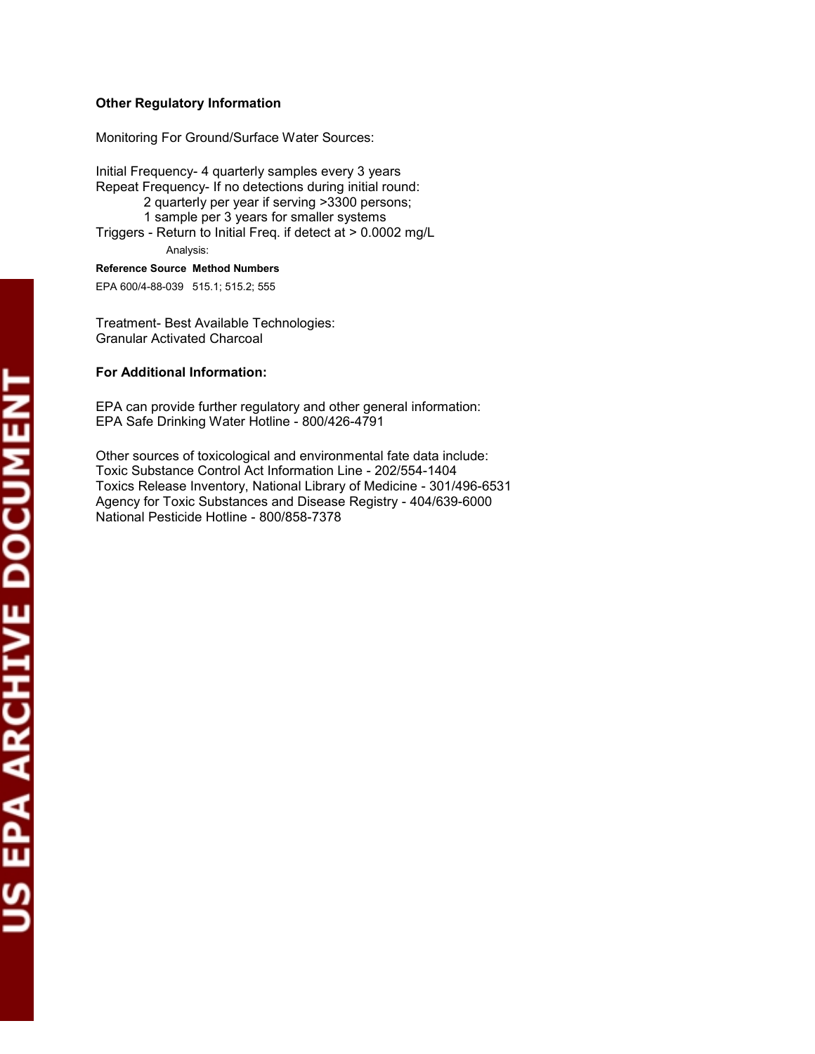**Other Regulatory Information**

Monitoring For Ground/Surface Water Sources:

Initial Frequency- 4 quarterly samples every 3 years
Repeat Frequency- If no detections during initial round:
 2 quarterly per year if serving >3300 persons;
 1 sample per 3 years for smaller systems
Triggers - Return to Initial Freq. if detect at > 0.0002 mg/L

Analysis:

| Reference Source | Method Numbers |
| --- | --- |
| EPA 600/4-88-039 | 515.1; 515.2; 555 |

Treatment- Best Available Technologies:
Granular Activated Charcoal

**For Additional Information:**

EPA can provide further regulatory and other general information:
EPA Safe Drinking Water Hotline - 800/426-4791

Other sources of toxicological and environmental fate data include:
Toxic Substance Control Act Information Line - 202/554-1404
Toxics Release Inventory, National Library of Medicine - 301/496-6531
Agency for Toxic Substances and Disease Registry - 404/639-6000
National Pesticide Hotline - 800/858-7378